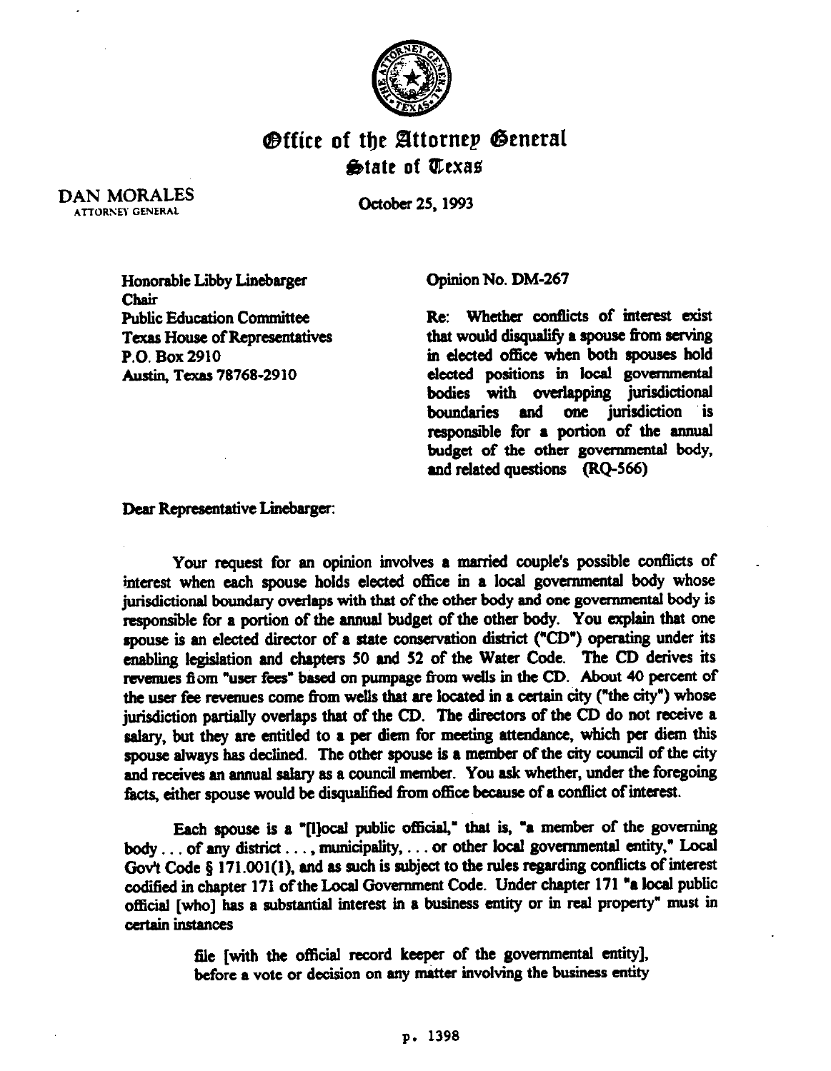# Office of the Attorney General
## State of Texas

DAN MORALES
ATTORNEY GENERAL

October 25, 1993

Honorable Libby Linebarger
Chair
Public Education Committee
Texas House of Representatives
P.O. Box 2910
Austin, Texas 78768-2910

Opinion No. DM-267

Re: Whether conflicts of interest exist that would disqualify a spouse from serving in elected office when both spouses hold elected positions in local governmental bodies with overlapping jurisdictional boundaries and one jurisdiction is responsible for a portion of the annual budget of the other governmental body, and related questions (RQ-566)

Dear Representative Linebarger:

Your request for an opinion involves a married couple's possible conflicts of interest when each spouse holds elected office in a local governmental body whose jurisdictional boundary overlaps with that of the other body and one governmental body is responsible for a portion of the annual budget of the other body. You explain that one spouse is an elected director of a state conservation district ("CD") operating under its enabling legislation and chapters 50 and 52 of the Water Code. The CD derives its revenues from "user fees" based on pumpage from wells in the CD. About 40 percent of the user fee revenues come from wells that are located in a certain city ("the city") whose jurisdiction partially overlaps that of the CD. The directors of the CD do not receive a salary, but they are entitled to a per diem for meeting attendance, which per diem this spouse always has declined. The other spouse is a member of the city council of the city and receives an annual salary as a council member. You ask whether, under the foregoing facts, either spouse would be disqualified from office because of a conflict of interest.

Each spouse is a "[l]ocal public official," that is, "a member of the governing body . . . of any district . . . , municipality, . . . or other local governmental entity," Local Gov't Code § 171.001(1), and as such is subject to the rules regarding conflicts of interest codified in chapter 171 of the Local Government Code. Under chapter 171 "a local public official [who] has a substantial interest in a business entity or in real property" must in certain instances

> file [with the official record keeper of the governmental entity], before a vote or decision on any matter involving the business entity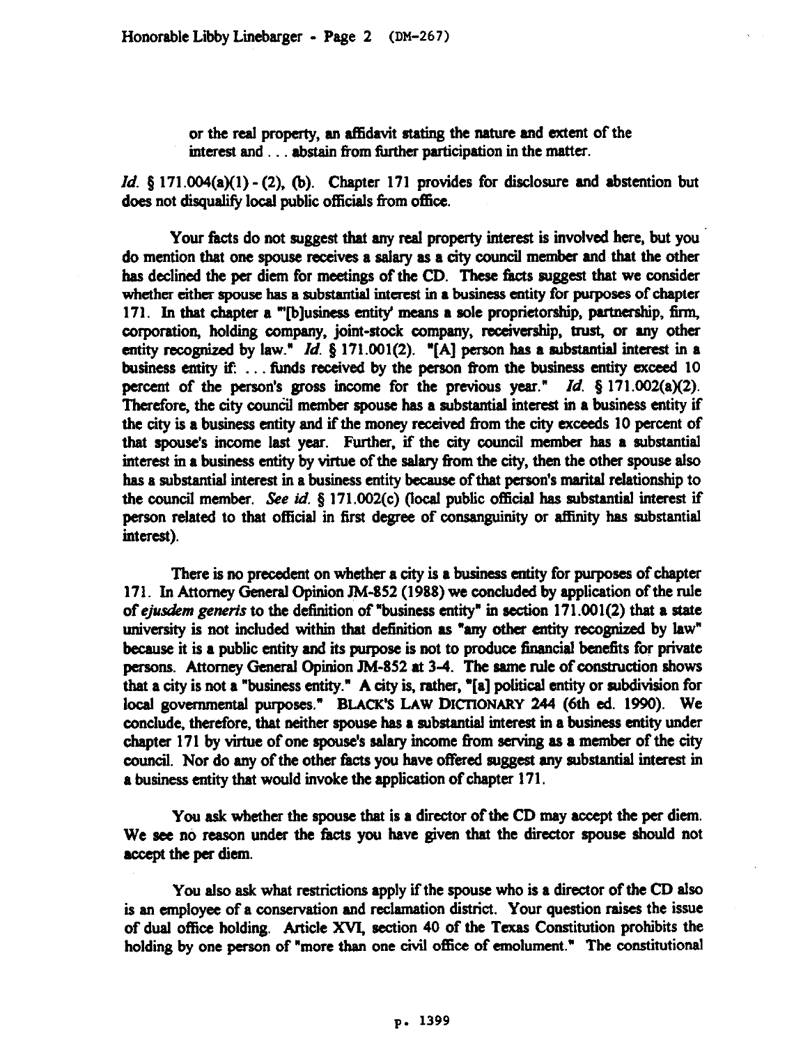> or the real property, an affidavit stating the nature and extent of the interest and . . . abstain from further participation in the matter.

*Id.* § 171.004(a)(1) - (2), (b). Chapter 171 provides for disclosure and abstention but does not disqualify local public officials from office.

Your facts do not suggest that any real property interest is involved here, but you do mention that one spouse receives a salary as a city council member and that the other has declined the per diem for meetings of the CD. These facts suggest that we consider whether either spouse has a substantial interest in a business entity for purposes of chapter 171. In that chapter a "'[b]usiness entity' means a sole proprietorship, partnership, firm, corporation, holding company, joint-stock company, receivership, trust, or any other entity recognized by law." *Id.* § 171.001(2). "[A] person has a substantial interest in a business entity if: . . . funds received by the person from the business entity exceed 10 percent of the person's gross income for the previous year." *Id.* § 171.002(a)(2). Therefore, the city council member spouse has a substantial interest in a business entity if the city is a business entity and if the money received from the city exceeds 10 percent of that spouse's income last year. Further, if the city council member has a substantial interest in a business entity by virtue of the salary from the city, then the other spouse also has a substantial interest in a business entity because of that person's marital relationship to the council member. *See id.* § 171.002(c) (local public official has substantial interest if person related to that official in first degree of consanguinity or affinity has substantial interest).

There is no precedent on whether a city is a business entity for purposes of chapter 171. In Attorney General Opinion JM-852 (1988) we concluded by application of the rule of *ejusdem generis* to the definition of "business entity" in section 171.001(2) that a state university is not included within that definition as "any other entity recognized by law" because it is a public entity and its purpose is not to produce financial benefits for private persons. Attorney General Opinion JM-852 at 3-4. The same rule of construction shows that a city is not a "business entity." A city is, rather, "[a] political entity or subdivision for local governmental purposes." BLACK'S LAW DICTIONARY 244 (6th ed. 1990). We conclude, therefore, that neither spouse has a substantial interest in a business entity under chapter 171 by virtue of one spouse's salary income from serving as a member of the city council. Nor do any of the other facts you have offered suggest any substantial interest in a business entity that would invoke the application of chapter 171.

You ask whether the spouse that is a director of the CD may accept the per diem. We see no reason under the facts you have given that the director spouse should not accept the per diem.

You also ask what restrictions apply if the spouse who is a director of the CD also is an employee of a conservation and reclamation district. Your question raises the issue of dual office holding. Article XVI, section 40 of the Texas Constitution prohibits the holding by one person of "more than one civil office of emolument." The constitutional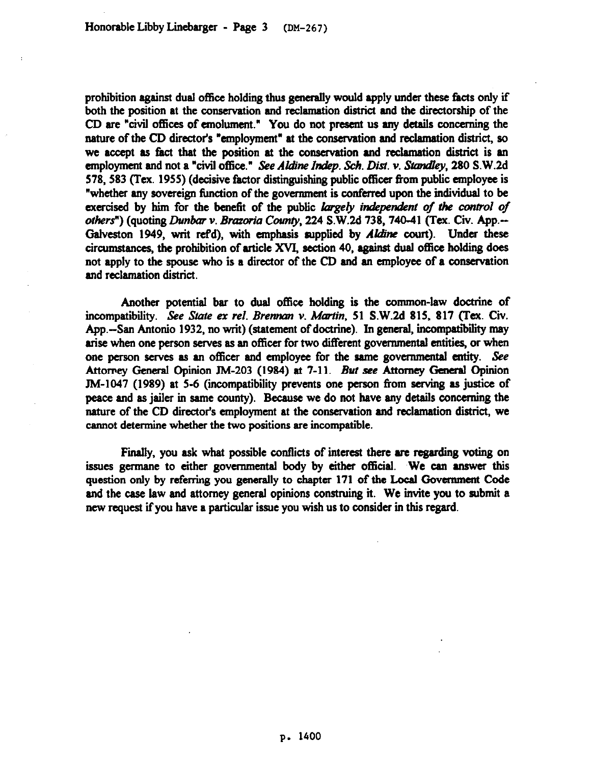prohibition against dual office holding thus generally would apply under these facts only if both the position at the conservation and reclamation district and the directorship of the CD are "civil offices of emolument." You do not present us any details concerning the nature of the CD director's "employment" at the conservation and reclamation district, so we accept as fact that the position at the conservation and reclamation district is an employment and not a "civil office." *See Aldine Indep. Sch. Dist. v. Standley*, 280 S.W.2d 578, 583 (Tex. 1955) (decisive factor distinguishing public officer from public employee is "whether any sovereign function of the government is conferred upon the individual to be exercised by him for the benefit of the public *largely independent of the control of others*") (quoting *Dunbar v. Brazoria County*, 224 S.W.2d 738, 740-41 (Tex. Civ. App.--Galveston 1949, writ ref'd), with emphasis supplied by *Aldine* court). Under these circumstances, the prohibition of article XVI, section 40, against dual office holding does not apply to the spouse who is a director of the CD and an employee of a conservation and reclamation district.

Another potential bar to dual office holding is the common-law doctrine of incompatibility. *See State ex rel. Brennan v. Martin*, 51 S.W.2d 815, 817 (Tex. Civ. App.--San Antonio 1932, no writ) (statement of doctrine). In general, incompatibility may arise when one person serves as an officer for two different governmental entities, or when one person serves as an officer and employee for the same governmental entity. *See* Attorney General Opinion JM-203 (1984) at 7-11. *But see* Attorney General Opinion JM-1047 (1989) at 5-6 (incompatibility prevents one person from serving as justice of peace and as jailer in same county). Because we do not have any details concerning the nature of the CD director's employment at the conservation and reclamation district, we cannot determine whether the two positions are incompatible.

Finally, you ask what possible conflicts of interest there are regarding voting on issues germane to either governmental body by either official. We can answer this question only by referring you generally to chapter 171 of the Local Government Code and the case law and attorney general opinions construing it. We invite you to submit a new request if you have a particular issue you wish us to consider in this regard.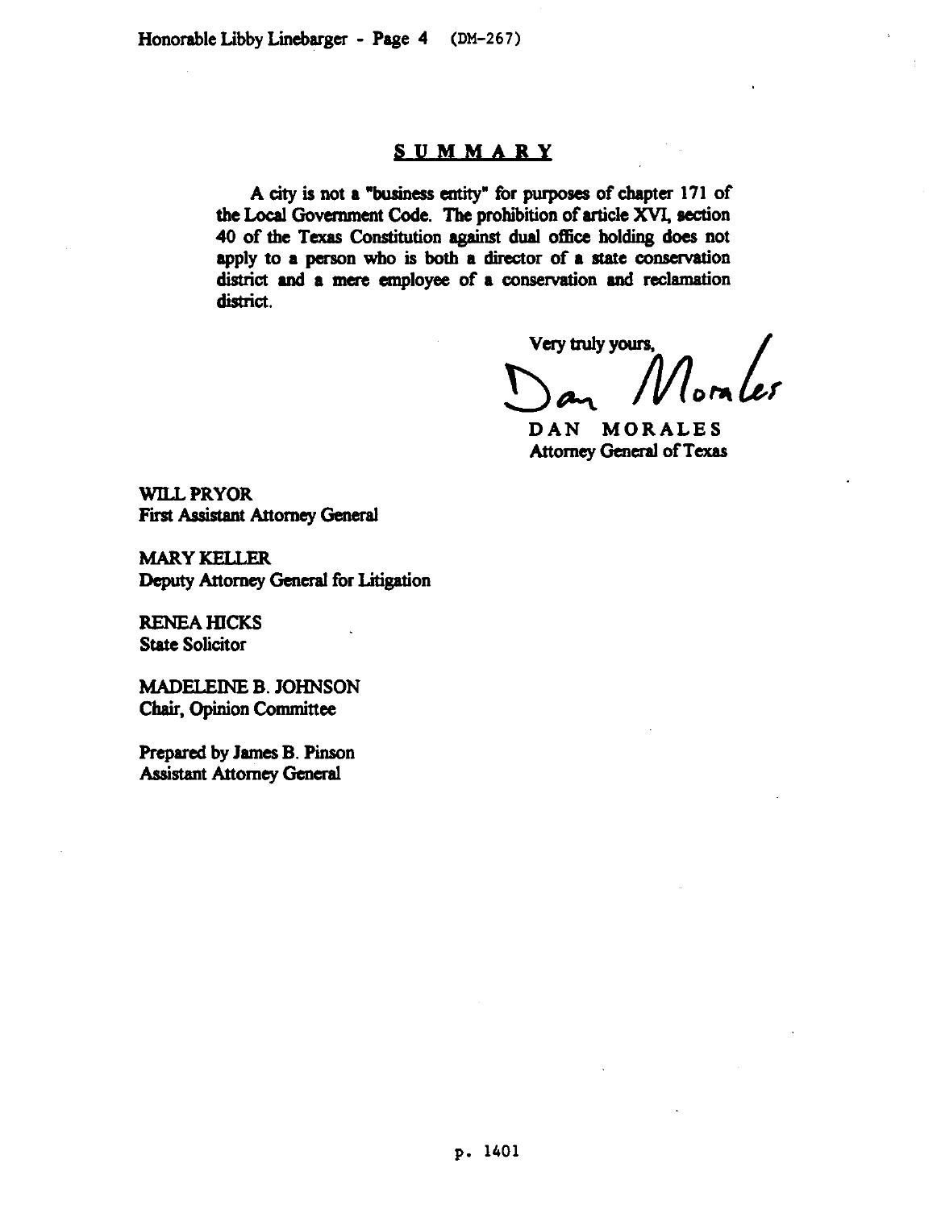## SUMMARY

A city is not a "business entity" for purposes of chapter 171 of the Local Government Code. The prohibition of article XVI, section 40 of the Texas Constitution against dual office holding does not apply to a person who is both a director of a state conservation district and a mere employee of a conservation and reclamation district.

Very truly yours,

Dan Morales

DAN MORALES
Attorney General of Texas

WILL PRYOR
First Assistant Attorney General

MARY KELLER
Deputy Attorney General for Litigation

RENEA HICKS
State Solicitor

MADELEINE B. JOHNSON
Chair, Opinion Committee

Prepared by James B. Pinson
Assistant Attorney General